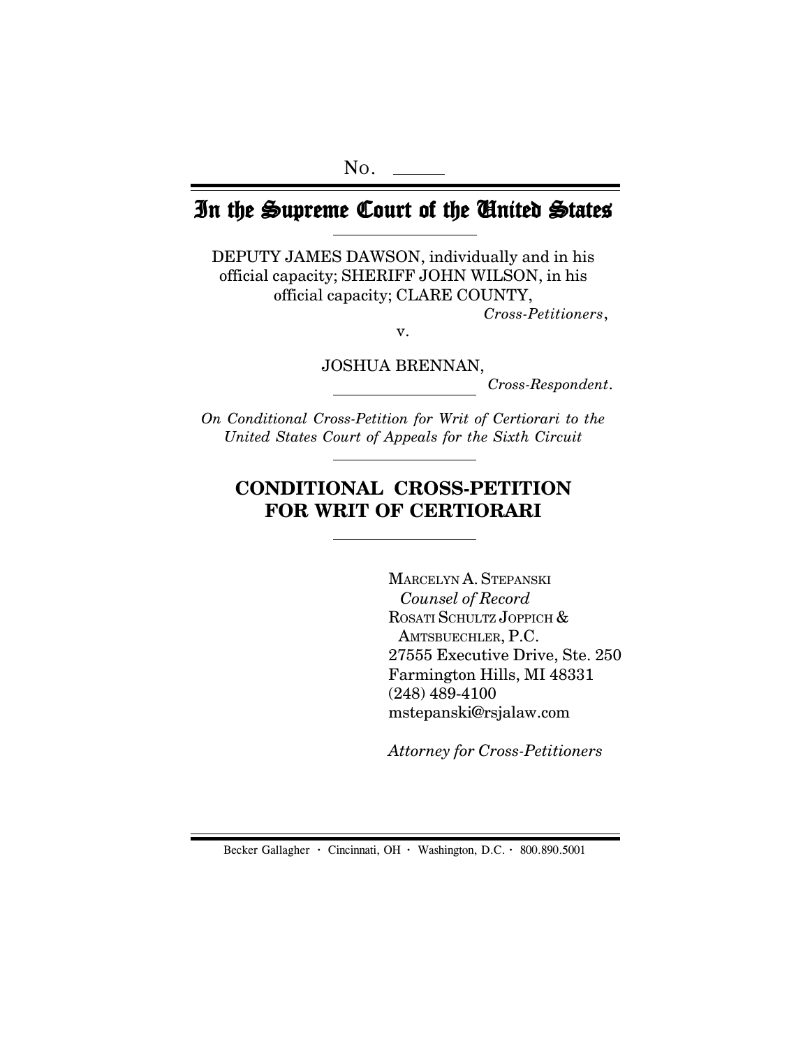No. ______

# In the Supreme Court of the United States

DEPUTY JAMES DAWSON, individually and in his official capacity; SHERIFF JOHN WILSON, in his official capacity; CLARE COUNTY,

*Cross-Petitioners*,

v.

JOSHUA BRENNAN,

*Cross-Respondent*.

*On Conditional Cross-Petition for Writ of Certiorari to the United States Court of Appeals for the Sixth Circuit*

## CONDITIONAL CROSS-PETITION FOR WRIT OF CERTIORARI

MARCELYN A. STEPANSKI
*Counsel of Record*
ROSATI SCHULTZ JOPPICH & AMTSBUECHLER, P.C.
27555 Executive Drive, Ste. 250
Farmington Hills, MI 48331
(248) 489-4100
mstepanski@rsjalaw.com

*Attorney for Cross-Petitioners*

Becker Gallagher · Cincinnati, OH · Washington, D.C. · 800.890.5001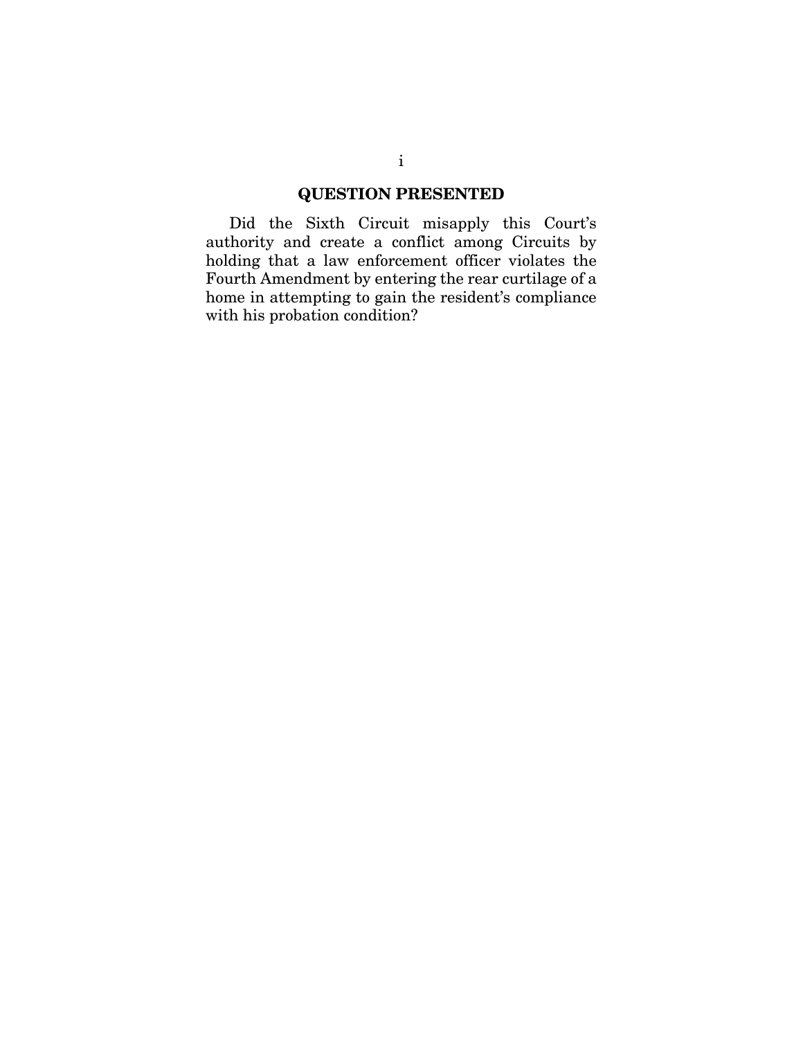## QUESTION PRESENTED

Did the Sixth Circuit misapply this Court's authority and create a conflict among Circuits by holding that a law enforcement officer violates the Fourth Amendment by entering the rear curtilage of a home in attempting to gain the resident's compliance with his probation condition?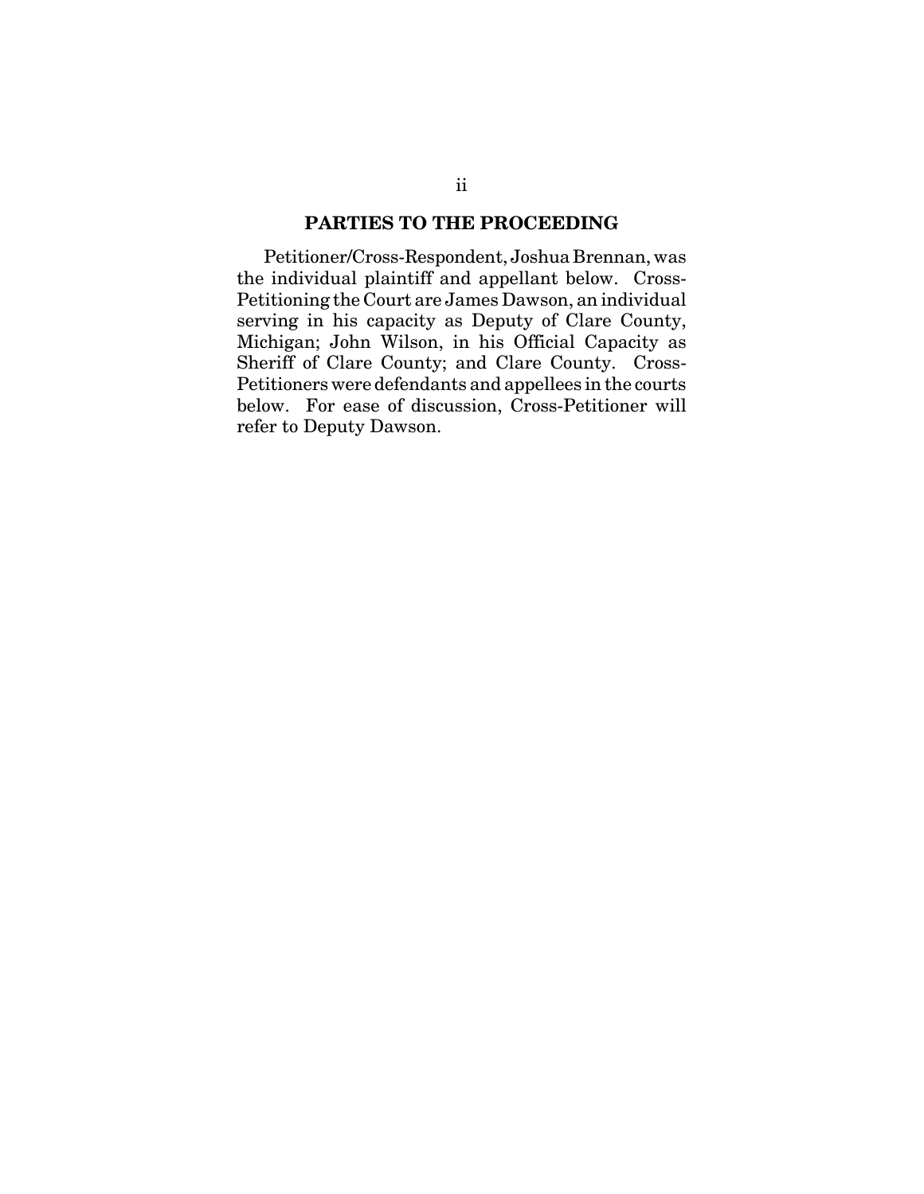## PARTIES TO THE PROCEEDING

Petitioner/Cross-Respondent, Joshua Brennan, was the individual plaintiff and appellant below. Cross-Petitioning the Court are James Dawson, an individual serving in his capacity as Deputy of Clare County, Michigan; John Wilson, in his Official Capacity as Sheriff of Clare County; and Clare County. Cross-Petitioners were defendants and appellees in the courts below. For ease of discussion, Cross-Petitioner will refer to Deputy Dawson.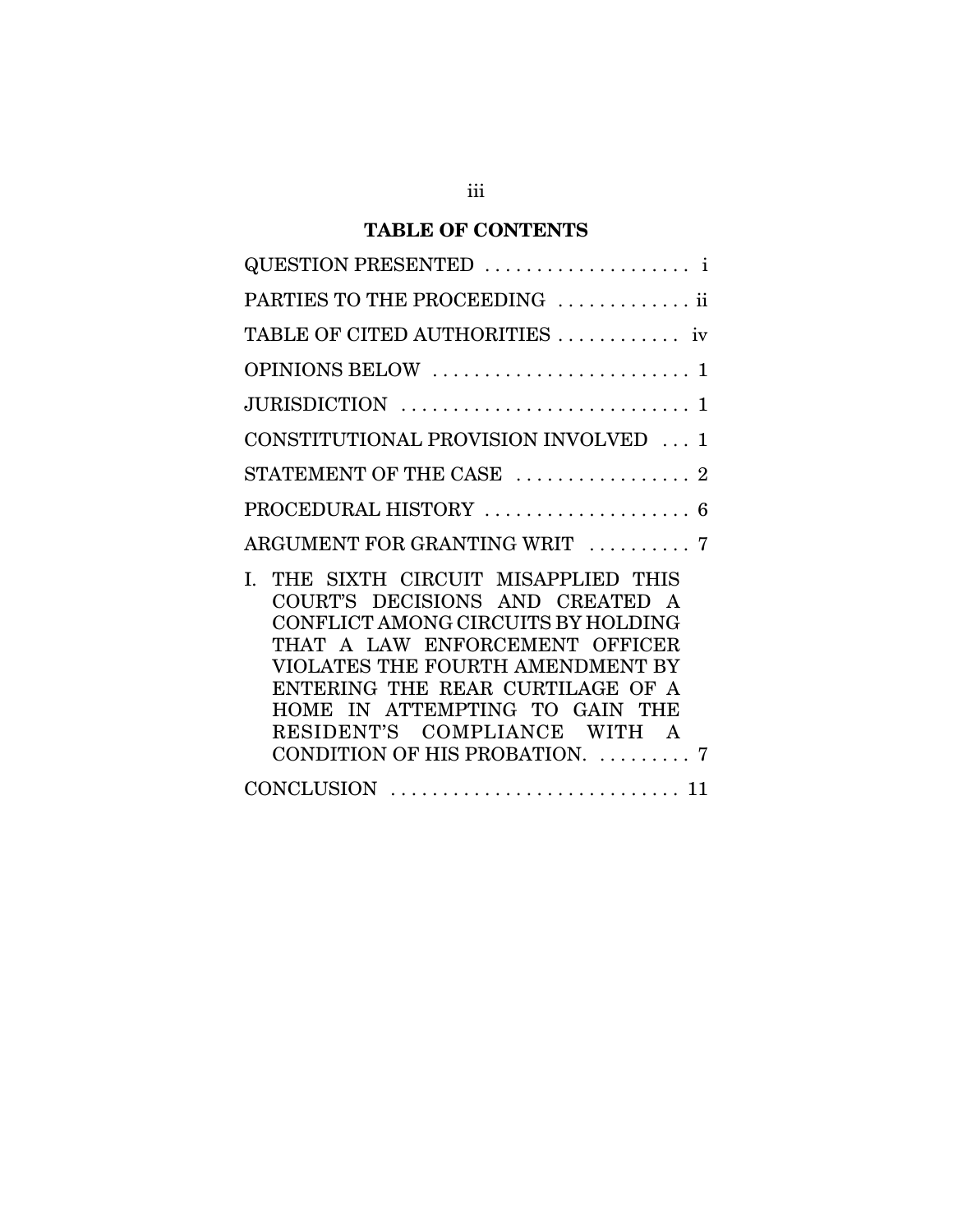## TABLE OF CONTENTS

QUESTION PRESENTED . . . . . . . . . . . . . . . . . . . . i

PARTIES TO THE PROCEEDING . . . . . . . . . . . . . ii

TABLE OF CITED AUTHORITIES . . . . . . . . . . . . iv

OPINIONS BELOW . . . . . . . . . . . . . . . . . . . . . . . . . 1

JURISDICTION . . . . . . . . . . . . . . . . . . . . . . . . . . . . 1

CONSTITUTIONAL PROVISION INVOLVED . . . 1

STATEMENT OF THE CASE . . . . . . . . . . . . . . . . . 2

PROCEDURAL HISTORY . . . . . . . . . . . . . . . . . . . . 6

ARGUMENT FOR GRANTING WRIT . . . . . . . . . . 7

I. THE SIXTH CIRCUIT MISAPPLIED THIS COURT'S DECISIONS AND CREATED A CONFLICT AMONG CIRCUITS BY HOLDING THAT A LAW ENFORCEMENT OFFICER VIOLATES THE FOURTH AMENDMENT BY ENTERING THE REAR CURTILAGE OF A HOME IN ATTEMPTING TO GAIN THE RESIDENT'S COMPLIANCE WITH A CONDITION OF HIS PROBATION. . . . . . . . . . 7

CONCLUSION . . . . . . . . . . . . . . . . . . . . . . . . . . . . 11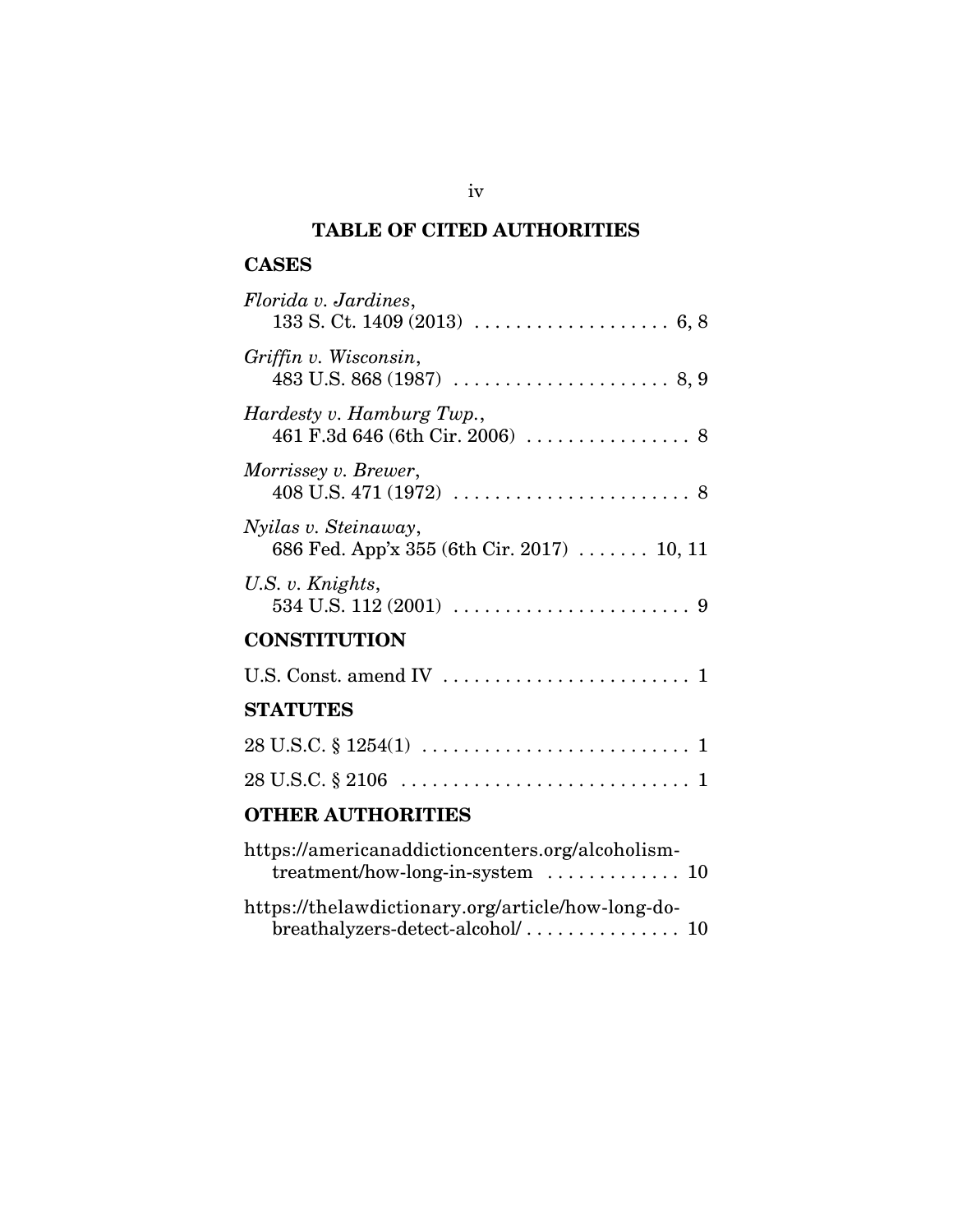## TABLE OF CITED AUTHORITIES

### CASES

*Florida v. Jardines*,
133 S. Ct. 1409 (2013) . . . . . . . . . . . . . . . . . . . 6, 8

*Griffin v. Wisconsin*,
483 U.S. 868 (1987) . . . . . . . . . . . . . . . . . . . . . 8, 9

*Hardesty v. Hamburg Twp.*,
461 F.3d 646 (6th Cir. 2006) . . . . . . . . . . . . . . . . 8

*Morrissey v. Brewer*,
408 U.S. 471 (1972) . . . . . . . . . . . . . . . . . . . . . . . 8

*Nyilas v. Steinaway*,
686 Fed. App'x 355 (6th Cir. 2017) . . . . . . . 10, 11

*U.S. v. Knights*,
534 U.S. 112 (2001) . . . . . . . . . . . . . . . . . . . . . . . 9

### CONSTITUTION

U.S. Const. amend IV . . . . . . . . . . . . . . . . . . . . . . . . 1

### STATUTES

28 U.S.C. § 1254(1) . . . . . . . . . . . . . . . . . . . . . . . . . . 1

28 U.S.C. § 2106 . . . . . . . . . . . . . . . . . . . . . . . . . . . . 1

### OTHER AUTHORITIES

https://americanaddictioncenters.org/alcoholism-treatment/how-long-in-system . . . . . . . . . . . . . 10

https://thelawdictionary.org/article/how-long-do-breathalyzers-detect-alcohol/ . . . . . . . . . . . . . . . 10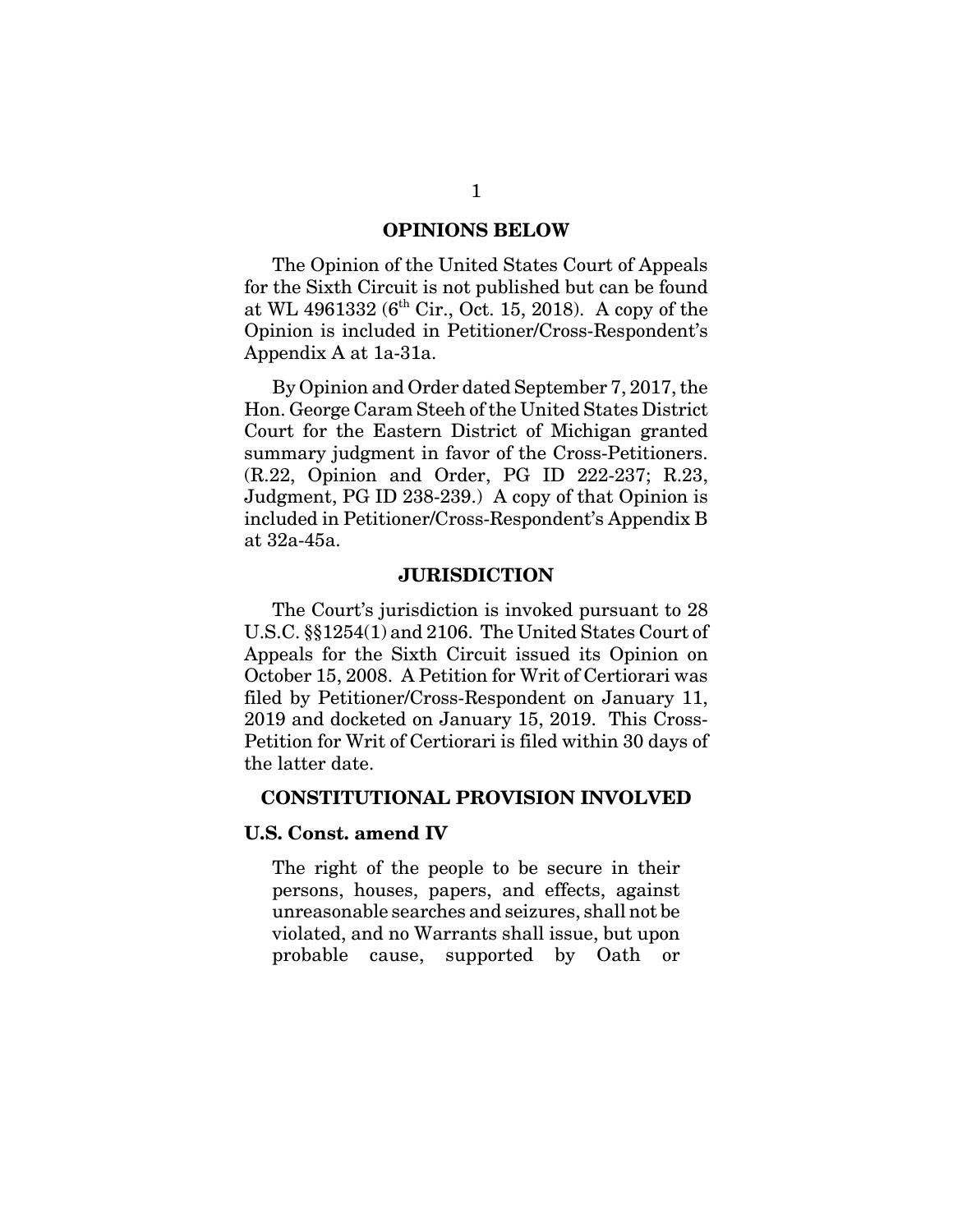## OPINIONS BELOW

The Opinion of the United States Court of Appeals for the Sixth Circuit is not published but can be found at WL 4961332 (6th Cir., Oct. 15, 2018). A copy of the Opinion is included in Petitioner/Cross-Respondent's Appendix A at 1a-31a.

By Opinion and Order dated September 7, 2017, the Hon. George Caram Steeh of the United States District Court for the Eastern District of Michigan granted summary judgment in favor of the Cross-Petitioners. (R.22, Opinion and Order, PG ID 222-237; R.23, Judgment, PG ID 238-239.) A copy of that Opinion is included in Petitioner/Cross-Respondent's Appendix B at 32a-45a.

## JURISDICTION

The Court's jurisdiction is invoked pursuant to 28 U.S.C. §§1254(1) and 2106. The United States Court of Appeals for the Sixth Circuit issued its Opinion on October 15, 2008. A Petition for Writ of Certiorari was filed by Petitioner/Cross-Respondent on January 11, 2019 and docketed on January 15, 2019. This Cross-Petition for Writ of Certiorari is filed within 30 days of the latter date.

## CONSTITUTIONAL PROVISION INVOLVED

### U.S. Const. amend IV

> The right of the people to be secure in their persons, houses, papers, and effects, against unreasonable searches and seizures, shall not be violated, and no Warrants shall issue, but upon probable cause, supported by Oath or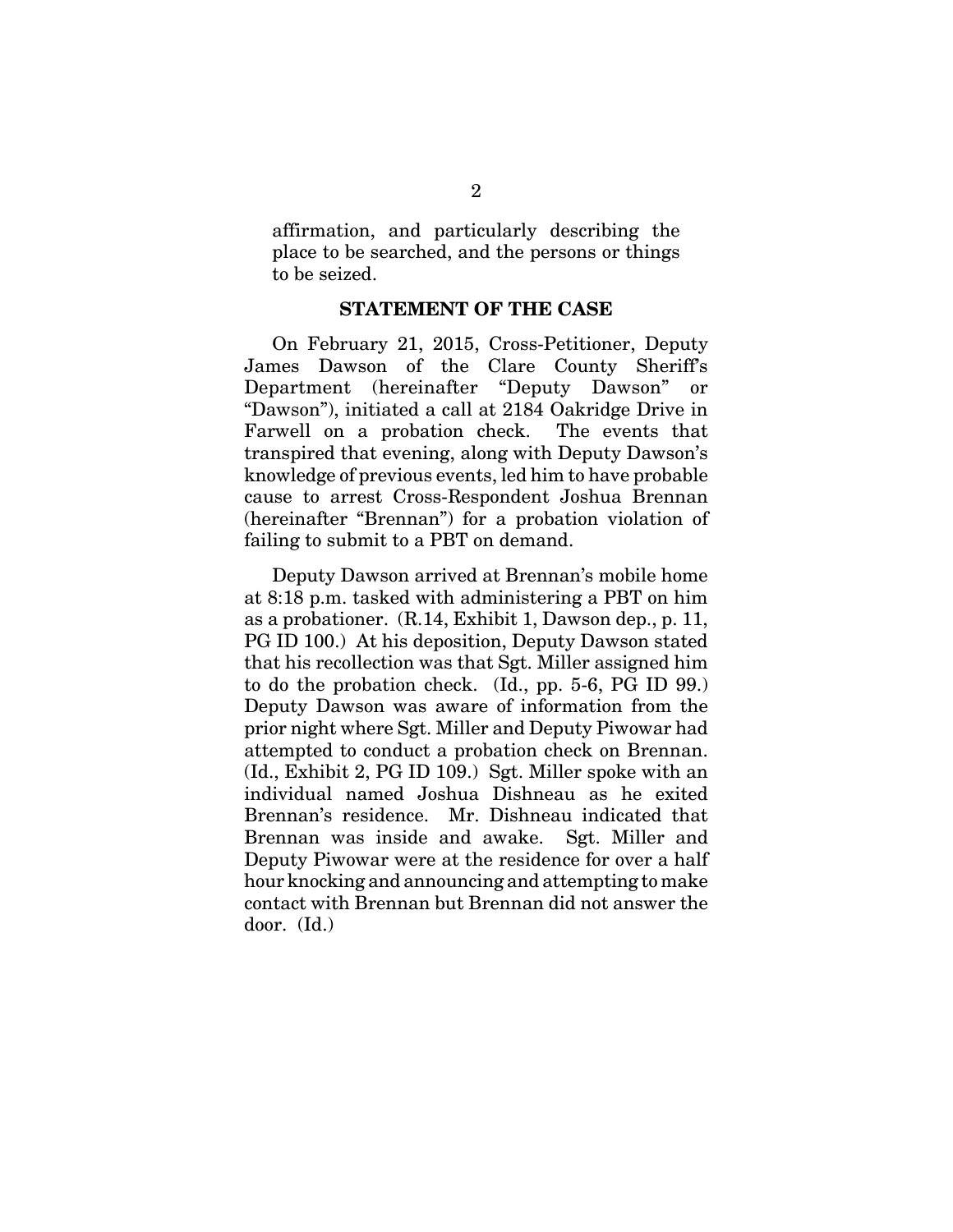affirmation, and particularly describing the place to be searched, and the persons or things to be seized.

## STATEMENT OF THE CASE

On February 21, 2015, Cross-Petitioner, Deputy James Dawson of the Clare County Sheriff's Department (hereinafter "Deputy Dawson" or "Dawson"), initiated a call at 2184 Oakridge Drive in Farwell on a probation check. The events that transpired that evening, along with Deputy Dawson's knowledge of previous events, led him to have probable cause to arrest Cross-Respondent Joshua Brennan (hereinafter "Brennan") for a probation violation of failing to submit to a PBT on demand.

Deputy Dawson arrived at Brennan's mobile home at 8:18 p.m. tasked with administering a PBT on him as a probationer. (R.14, Exhibit 1, Dawson dep., p. 11, PG ID 100.) At his deposition, Deputy Dawson stated that his recollection was that Sgt. Miller assigned him to do the probation check. (Id., pp. 5-6, PG ID 99.) Deputy Dawson was aware of information from the prior night where Sgt. Miller and Deputy Piwowar had attempted to conduct a probation check on Brennan. (Id., Exhibit 2, PG ID 109.) Sgt. Miller spoke with an individual named Joshua Dishneau as he exited Brennan's residence. Mr. Dishneau indicated that Brennan was inside and awake. Sgt. Miller and Deputy Piwowar were at the residence for over a half hour knocking and announcing and attempting to make contact with Brennan but Brennan did not answer the door. (Id.)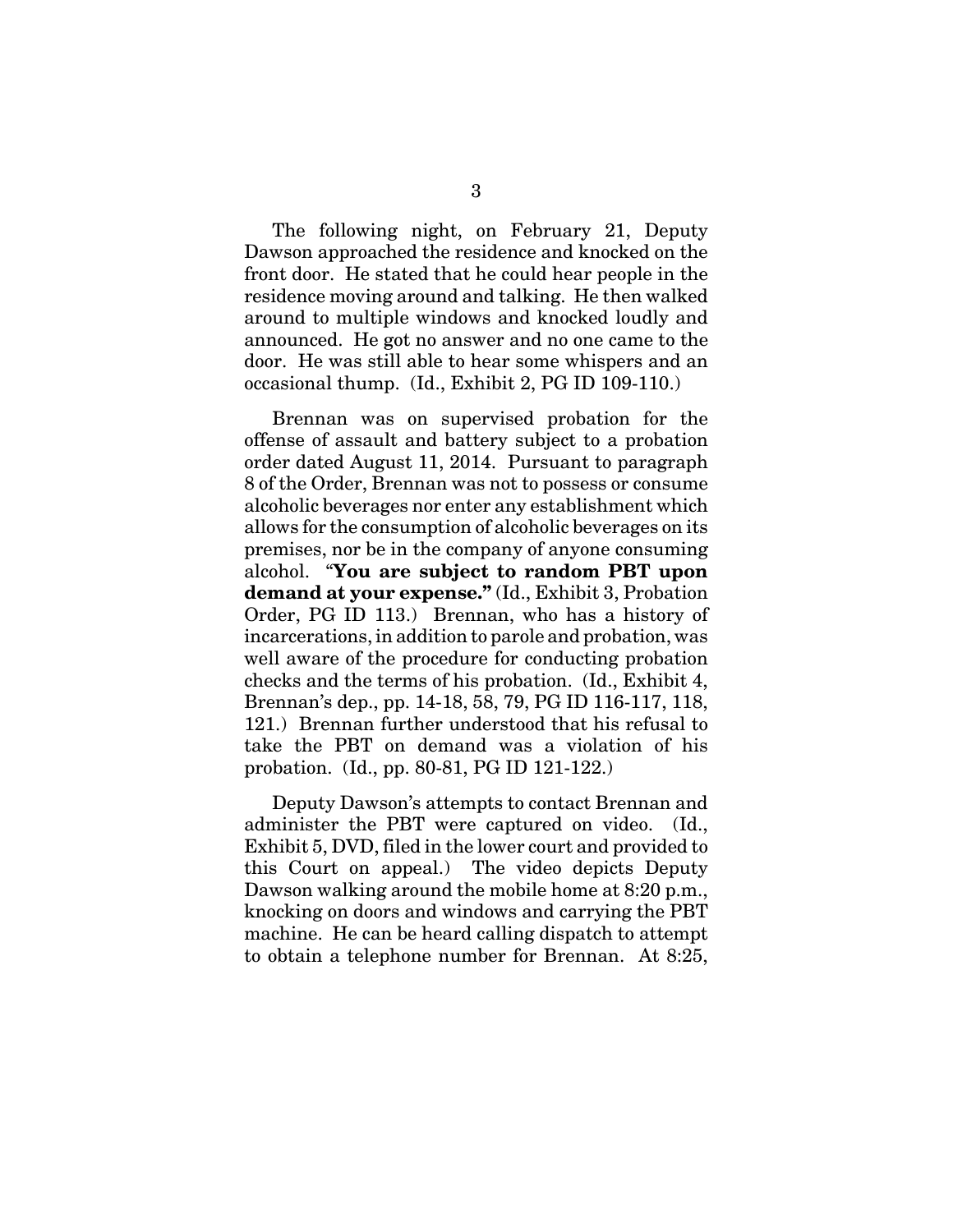The following night, on February 21, Deputy Dawson approached the residence and knocked on the front door. He stated that he could hear people in the residence moving around and talking. He then walked around to multiple windows and knocked loudly and announced. He got no answer and no one came to the door. He was still able to hear some whispers and an occasional thump. (Id., Exhibit 2, PG ID 109-110.)

Brennan was on supervised probation for the offense of assault and battery subject to a probation order dated August 11, 2014. Pursuant to paragraph 8 of the Order, Brennan was not to possess or consume alcoholic beverages nor enter any establishment which allows for the consumption of alcoholic beverages on its premises, nor be in the company of anyone consuming alcohol. "**You are subject to random PBT upon demand at your expense."** (Id., Exhibit 3, Probation Order, PG ID 113.) Brennan, who has a history of incarcerations, in addition to parole and probation, was well aware of the procedure for conducting probation checks and the terms of his probation. (Id., Exhibit 4, Brennan's dep., pp. 14-18, 58, 79, PG ID 116-117, 118, 121.) Brennan further understood that his refusal to take the PBT on demand was a violation of his probation. (Id., pp. 80-81, PG ID 121-122.)

Deputy Dawson's attempts to contact Brennan and administer the PBT were captured on video. (Id., Exhibit 5, DVD, filed in the lower court and provided to this Court on appeal.) The video depicts Deputy Dawson walking around the mobile home at 8:20 p.m., knocking on doors and windows and carrying the PBT machine. He can be heard calling dispatch to attempt to obtain a telephone number for Brennan. At 8:25,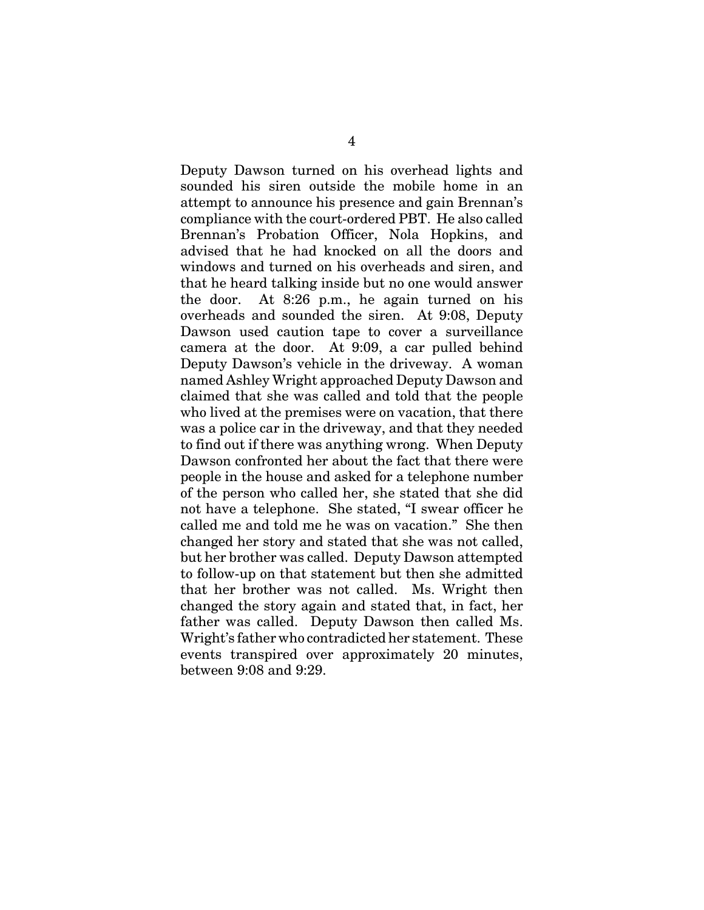Deputy Dawson turned on his overhead lights and sounded his siren outside the mobile home in an attempt to announce his presence and gain Brennan's compliance with the court-ordered PBT. He also called Brennan's Probation Officer, Nola Hopkins, and advised that he had knocked on all the doors and windows and turned on his overheads and siren, and that he heard talking inside but no one would answer the door. At 8:26 p.m., he again turned on his overheads and sounded the siren. At 9:08, Deputy Dawson used caution tape to cover a surveillance camera at the door. At 9:09, a car pulled behind Deputy Dawson's vehicle in the driveway. A woman named Ashley Wright approached Deputy Dawson and claimed that she was called and told that the people who lived at the premises were on vacation, that there was a police car in the driveway, and that they needed to find out if there was anything wrong. When Deputy Dawson confronted her about the fact that there were people in the house and asked for a telephone number of the person who called her, she stated that she did not have a telephone. She stated, "I swear officer he called me and told me he was on vacation." She then changed her story and stated that she was not called, but her brother was called. Deputy Dawson attempted to follow-up on that statement but then she admitted that her brother was not called. Ms. Wright then changed the story again and stated that, in fact, her father was called. Deputy Dawson then called Ms. Wright's father who contradicted her statement. These events transpired over approximately 20 minutes, between 9:08 and 9:29.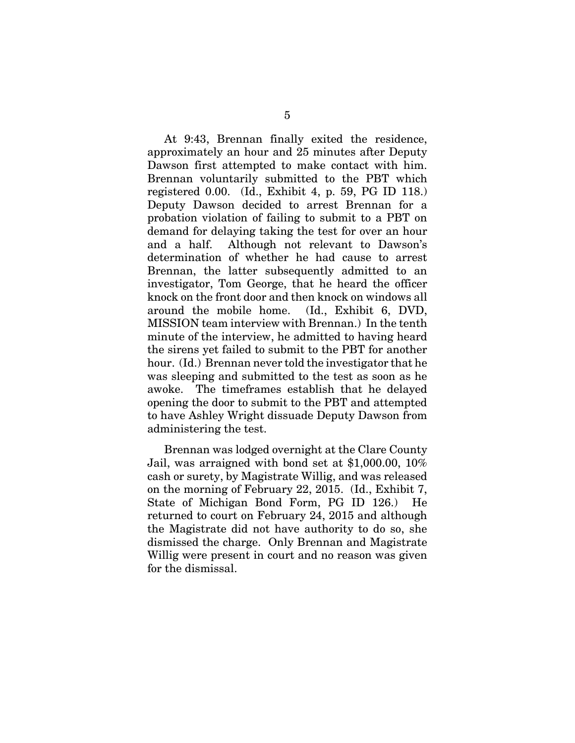At 9:43, Brennan finally exited the residence, approximately an hour and 25 minutes after Deputy Dawson first attempted to make contact with him. Brennan voluntarily submitted to the PBT which registered 0.00. (Id., Exhibit 4, p. 59, PG ID 118.) Deputy Dawson decided to arrest Brennan for a probation violation of failing to submit to a PBT on demand for delaying taking the test for over an hour and a half. Although not relevant to Dawson's determination of whether he had cause to arrest Brennan, the latter subsequently admitted to an investigator, Tom George, that he heard the officer knock on the front door and then knock on windows all around the mobile home. (Id., Exhibit 6, DVD, MISSION team interview with Brennan.) In the tenth minute of the interview, he admitted to having heard the sirens yet failed to submit to the PBT for another hour. (Id.) Brennan never told the investigator that he was sleeping and submitted to the test as soon as he awoke. The timeframes establish that he delayed opening the door to submit to the PBT and attempted to have Ashley Wright dissuade Deputy Dawson from administering the test.

Brennan was lodged overnight at the Clare County Jail, was arraigned with bond set at $1,000.00, 10% cash or surety, by Magistrate Willig, and was released on the morning of February 22, 2015. (Id., Exhibit 7, State of Michigan Bond Form, PG ID 126.) He returned to court on February 24, 2015 and although the Magistrate did not have authority to do so, she dismissed the charge. Only Brennan and Magistrate Willig were present in court and no reason was given for the dismissal.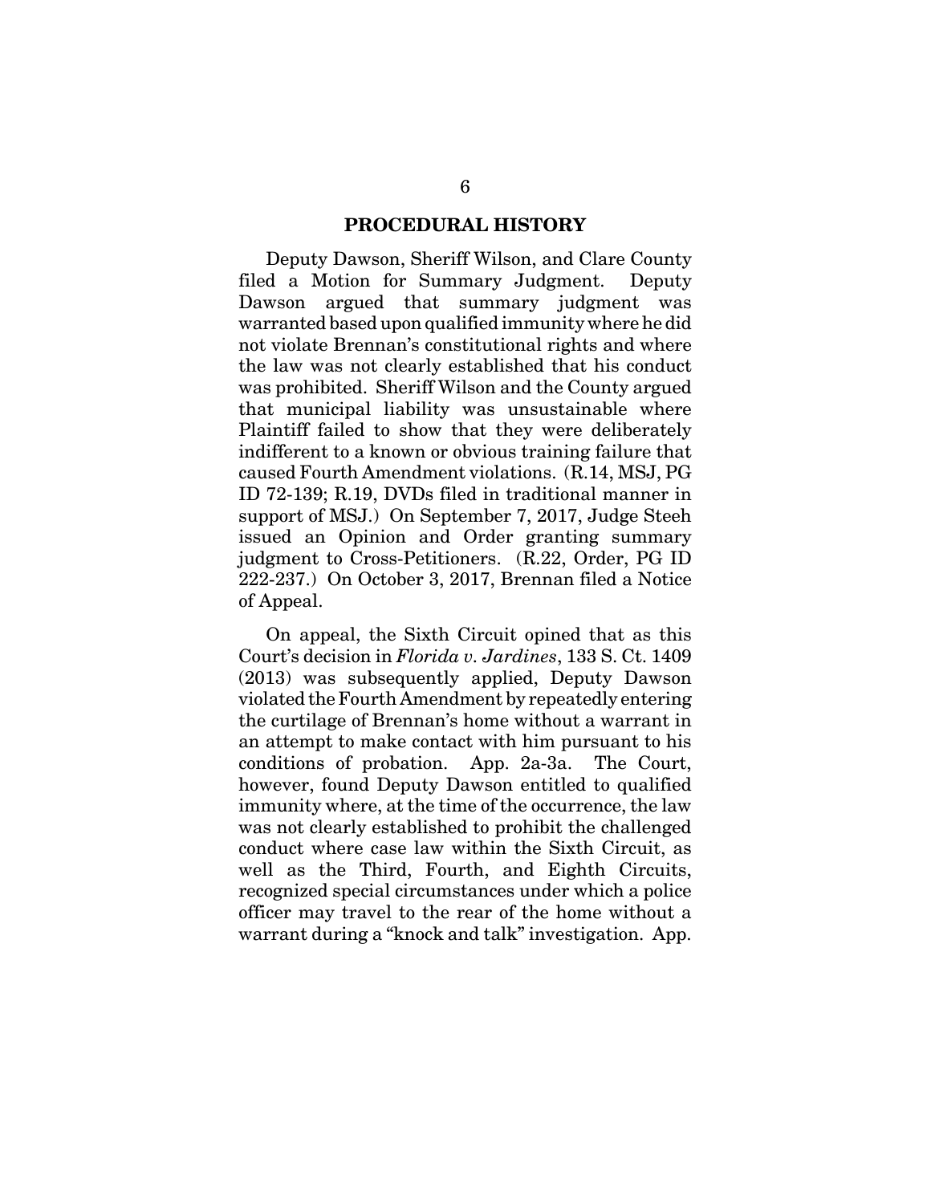## PROCEDURAL HISTORY

Deputy Dawson, Sheriff Wilson, and Clare County filed a Motion for Summary Judgment. Deputy Dawson argued that summary judgment was warranted based upon qualified immunity where he did not violate Brennan's constitutional rights and where the law was not clearly established that his conduct was prohibited. Sheriff Wilson and the County argued that municipal liability was unsustainable where Plaintiff failed to show that they were deliberately indifferent to a known or obvious training failure that caused Fourth Amendment violations. (R.14, MSJ, PG ID 72-139; R.19, DVDs filed in traditional manner in support of MSJ.) On September 7, 2017, Judge Steeh issued an Opinion and Order granting summary judgment to Cross-Petitioners. (R.22, Order, PG ID 222-237.) On October 3, 2017, Brennan filed a Notice of Appeal.

On appeal, the Sixth Circuit opined that as this Court's decision in *Florida v. Jardines*, 133 S. Ct. 1409 (2013) was subsequently applied, Deputy Dawson violated the Fourth Amendment by repeatedly entering the curtilage of Brennan's home without a warrant in an attempt to make contact with him pursuant to his conditions of probation. App. 2a-3a. The Court, however, found Deputy Dawson entitled to qualified immunity where, at the time of the occurrence, the law was not clearly established to prohibit the challenged conduct where case law within the Sixth Circuit, as well as the Third, Fourth, and Eighth Circuits, recognized special circumstances under which a police officer may travel to the rear of the home without a warrant during a "knock and talk" investigation. App.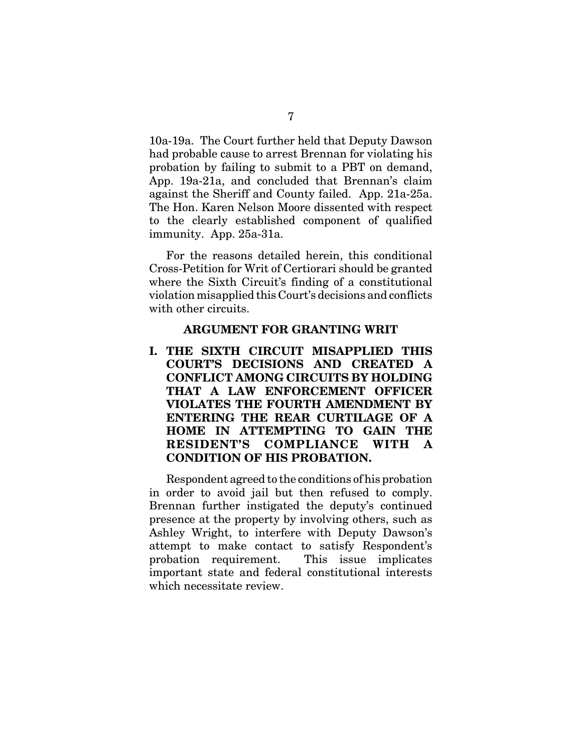10a-19a. The Court further held that Deputy Dawson had probable cause to arrest Brennan for violating his probation by failing to submit to a PBT on demand, App. 19a-21a, and concluded that Brennan's claim against the Sheriff and County failed. App. 21a-25a. The Hon. Karen Nelson Moore dissented with respect to the clearly established component of qualified immunity. App. 25a-31a.

For the reasons detailed herein, this conditional Cross-Petition for Writ of Certiorari should be granted where the Sixth Circuit's finding of a constitutional violation misapplied this Court's decisions and conflicts with other circuits.

## ARGUMENT FOR GRANTING WRIT

### I. THE SIXTH CIRCUIT MISAPPLIED THIS COURT'S DECISIONS AND CREATED A CONFLICT AMONG CIRCUITS BY HOLDING THAT A LAW ENFORCEMENT OFFICER VIOLATES THE FOURTH AMENDMENT BY ENTERING THE REAR CURTILAGE OF A HOME IN ATTEMPTING TO GAIN THE RESIDENT'S COMPLIANCE WITH A CONDITION OF HIS PROBATION.

Respondent agreed to the conditions of his probation in order to avoid jail but then refused to comply. Brennan further instigated the deputy's continued presence at the property by involving others, such as Ashley Wright, to interfere with Deputy Dawson's attempt to make contact to satisfy Respondent's probation requirement. This issue implicates important state and federal constitutional interests which necessitate review.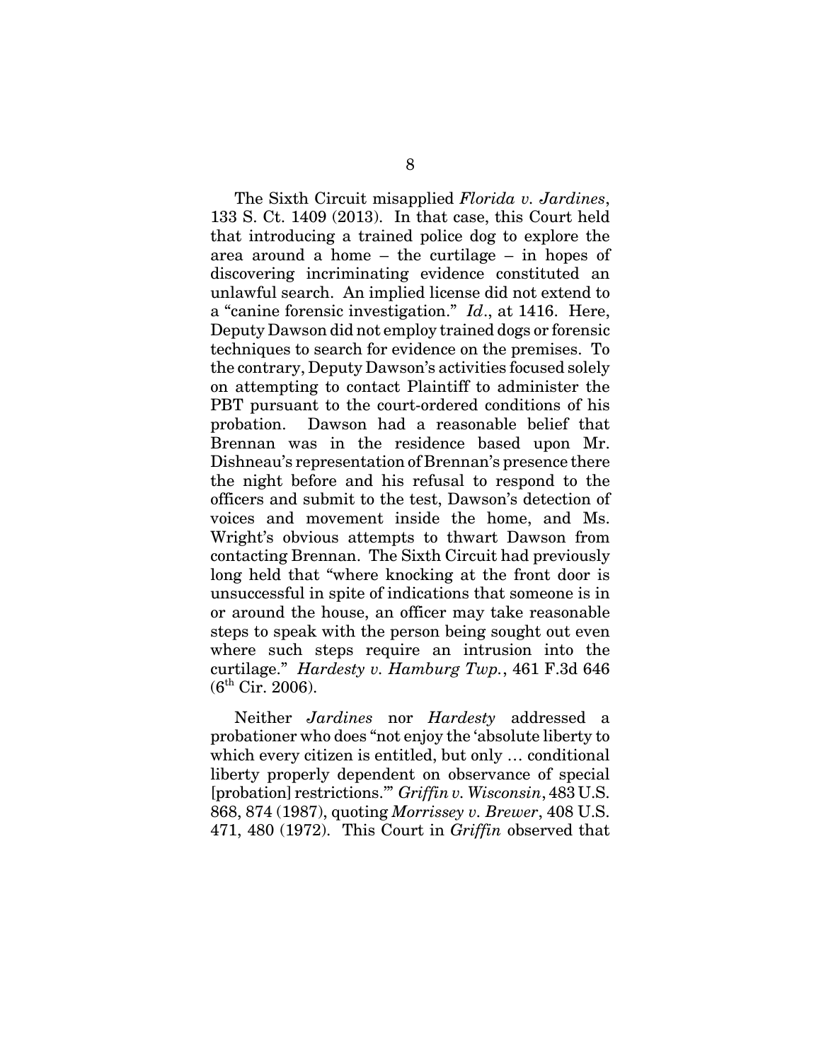The Sixth Circuit misapplied *Florida v. Jardines*, 133 S. Ct. 1409 (2013). In that case, this Court held that introducing a trained police dog to explore the area around a home – the curtilage – in hopes of discovering incriminating evidence constituted an unlawful search. An implied license did not extend to a "canine forensic investigation." *Id*., at 1416. Here, Deputy Dawson did not employ trained dogs or forensic techniques to search for evidence on the premises. To the contrary, Deputy Dawson's activities focused solely on attempting to contact Plaintiff to administer the PBT pursuant to the court-ordered conditions of his probation. Dawson had a reasonable belief that Brennan was in the residence based upon Mr. Dishneau's representation of Brennan's presence there the night before and his refusal to respond to the officers and submit to the test, Dawson's detection of voices and movement inside the home, and Ms. Wright's obvious attempts to thwart Dawson from contacting Brennan. The Sixth Circuit had previously long held that "where knocking at the front door is unsuccessful in spite of indications that someone is in or around the house, an officer may take reasonable steps to speak with the person being sought out even where such steps require an intrusion into the curtilage." *Hardesty v. Hamburg Twp.*, 461 F.3d 646 (6th Cir. 2006).

Neither *Jardines* nor *Hardesty* addressed a probationer who does "not enjoy the 'absolute liberty to which every citizen is entitled, but only … conditional liberty properly dependent on observance of special [probation] restrictions.'" *Griffin v. Wisconsin*, 483 U.S. 868, 874 (1987), quoting *Morrissey v. Brewer*, 408 U.S. 471, 480 (1972). This Court in *Griffin* observed that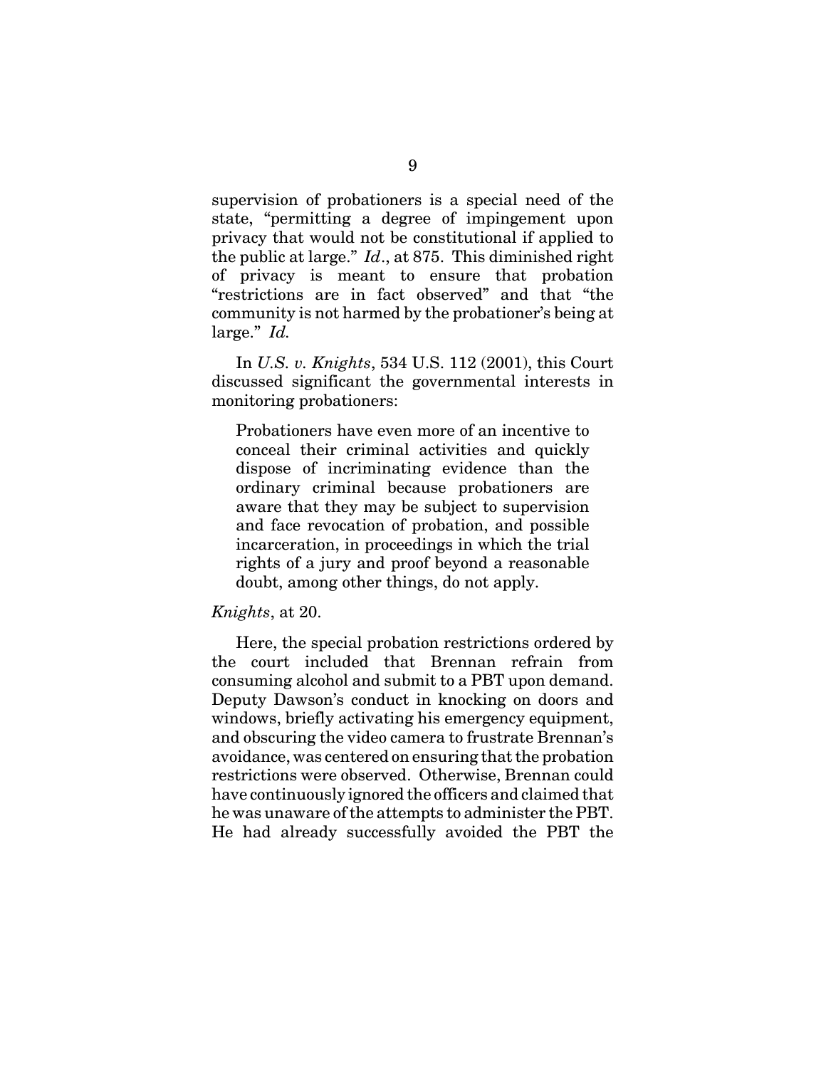supervision of probationers is a special need of the state, "permitting a degree of impingement upon privacy that would not be constitutional if applied to the public at large." *Id*., at 875. This diminished right of privacy is meant to ensure that probation "restrictions are in fact observed" and that "the community is not harmed by the probationer's being at large." *Id.*

In *U.S. v. Knights*, 534 U.S. 112 (2001), this Court discussed significant the governmental interests in monitoring probationers:

> Probationers have even more of an incentive to conceal their criminal activities and quickly dispose of incriminating evidence than the ordinary criminal because probationers are aware that they may be subject to supervision and face revocation of probation, and possible incarceration, in proceedings in which the trial rights of a jury and proof beyond a reasonable doubt, among other things, do not apply.

*Knights*, at 20.

Here, the special probation restrictions ordered by the court included that Brennan refrain from consuming alcohol and submit to a PBT upon demand. Deputy Dawson's conduct in knocking on doors and windows, briefly activating his emergency equipment, and obscuring the video camera to frustrate Brennan's avoidance, was centered on ensuring that the probation restrictions were observed. Otherwise, Brennan could have continuously ignored the officers and claimed that he was unaware of the attempts to administer the PBT. He had already successfully avoided the PBT the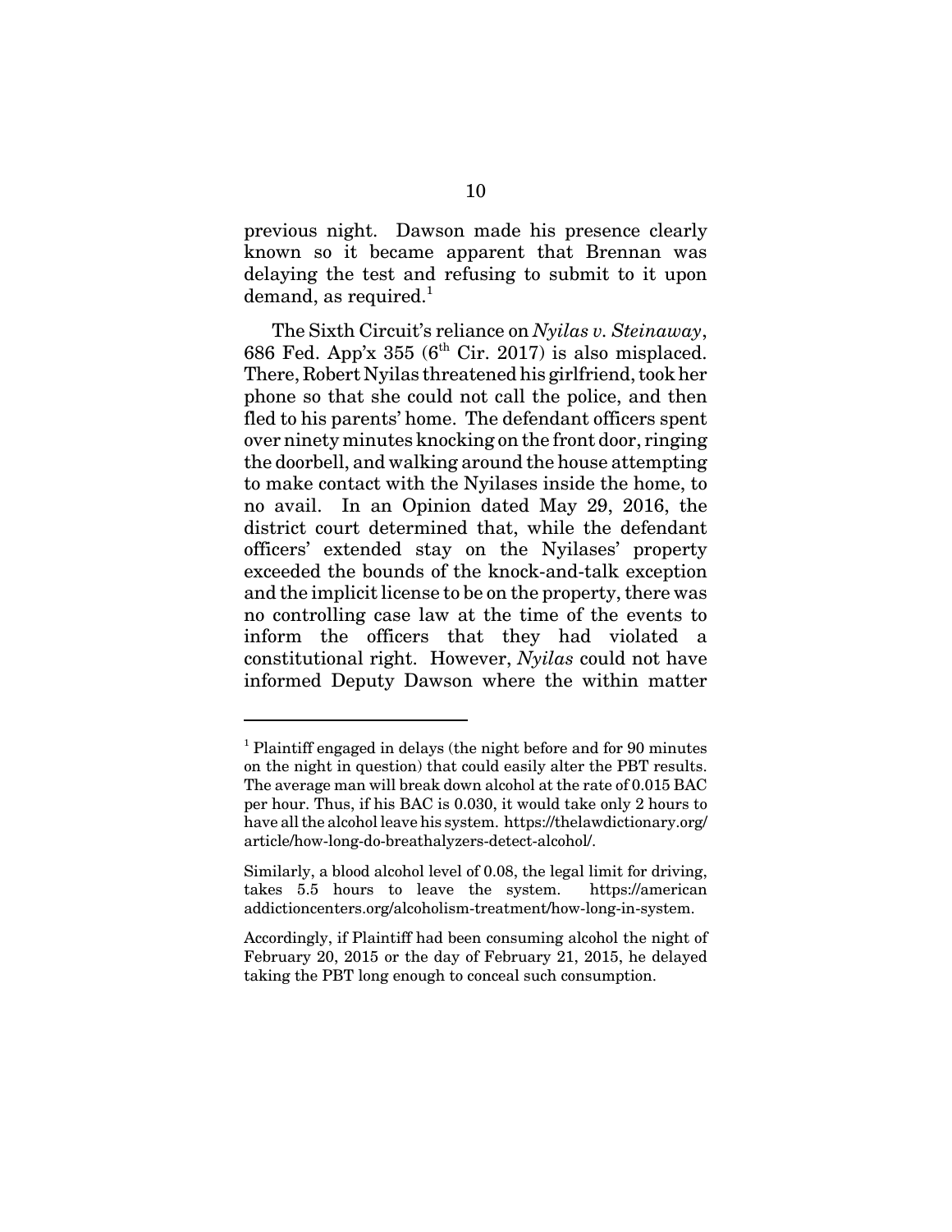previous night. Dawson made his presence clearly known so it became apparent that Brennan was delaying the test and refusing to submit to it upon demand, as required.[1]

The Sixth Circuit's reliance on *Nyilas v. Steinaway*, 686 Fed. App'x 355 (6th Cir. 2017) is also misplaced. There, Robert Nyilas threatened his girlfriend, took her phone so that she could not call the police, and then fled to his parents' home. The defendant officers spent over ninety minutes knocking on the front door, ringing the doorbell, and walking around the house attempting to make contact with the Nyilases inside the home, to no avail. In an Opinion dated May 29, 2016, the district court determined that, while the defendant officers' extended stay on the Nyilases' property exceeded the bounds of the knock-and-talk exception and the implicit license to be on the property, there was no controlling case law at the time of the events to inform the officers that they had violated a constitutional right. However, *Nyilas* could not have informed Deputy Dawson where the within matter

---

[1] Plaintiff engaged in delays (the night before and for 90 minutes on the night in question) that could easily alter the PBT results. The average man will break down alcohol at the rate of 0.015 BAC per hour. Thus, if his BAC is 0.030, it would take only 2 hours to have all the alcohol leave his system. https://thelawdictionary.org/article/how-long-do-breathalyzers-detect-alcohol/.

Similarly, a blood alcohol level of 0.08, the legal limit for driving, takes 5.5 hours to leave the system. https://americanaddictioncenters.org/alcoholism-treatment/how-long-in-system.

Accordingly, if Plaintiff had been consuming alcohol the night of February 20, 2015 or the day of February 21, 2015, he delayed taking the PBT long enough to conceal such consumption.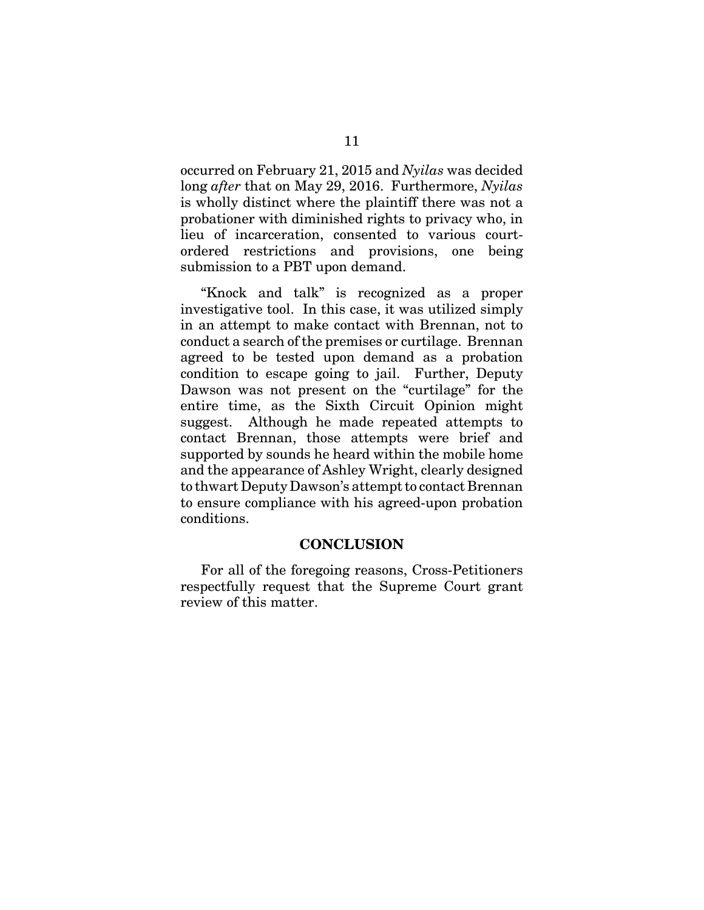occurred on February 21, 2015 and *Nyilas* was decided long *after* that on May 29, 2016. Furthermore, *Nyilas* is wholly distinct where the plaintiff there was not a probationer with diminished rights to privacy who, in lieu of incarceration, consented to various court-ordered restrictions and provisions, one being submission to a PBT upon demand.

"Knock and talk" is recognized as a proper investigative tool. In this case, it was utilized simply in an attempt to make contact with Brennan, not to conduct a search of the premises or curtilage. Brennan agreed to be tested upon demand as a probation condition to escape going to jail. Further, Deputy Dawson was not present on the "curtilage" for the entire time, as the Sixth Circuit Opinion might suggest. Although he made repeated attempts to contact Brennan, those attempts were brief and supported by sounds he heard within the mobile home and the appearance of Ashley Wright, clearly designed to thwart Deputy Dawson's attempt to contact Brennan to ensure compliance with his agreed-upon probation conditions.

## CONCLUSION

For all of the foregoing reasons, Cross-Petitioners respectfully request that the Supreme Court grant review of this matter.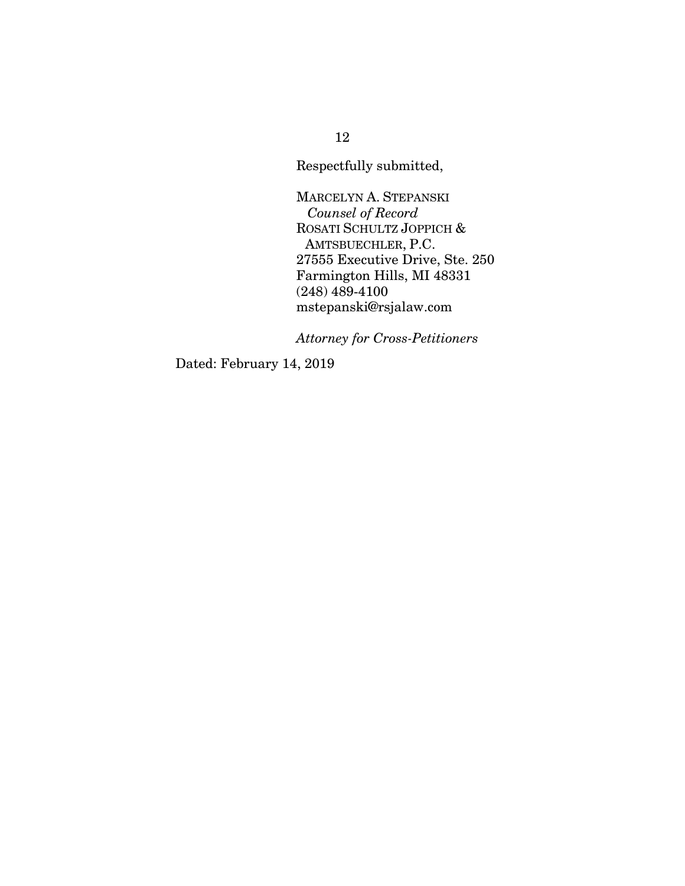Respectfully submitted,

MARCELYN A. STEPANSKI
*Counsel of Record*
ROSATI SCHULTZ JOPPICH &
AMTSBUECHLER, P.C.
27555 Executive Drive, Ste. 250
Farmington Hills, MI 48331
(248) 489-4100
mstepanski@rsjalaw.com

*Attorney for Cross-Petitioners*

Dated: February 14, 2019